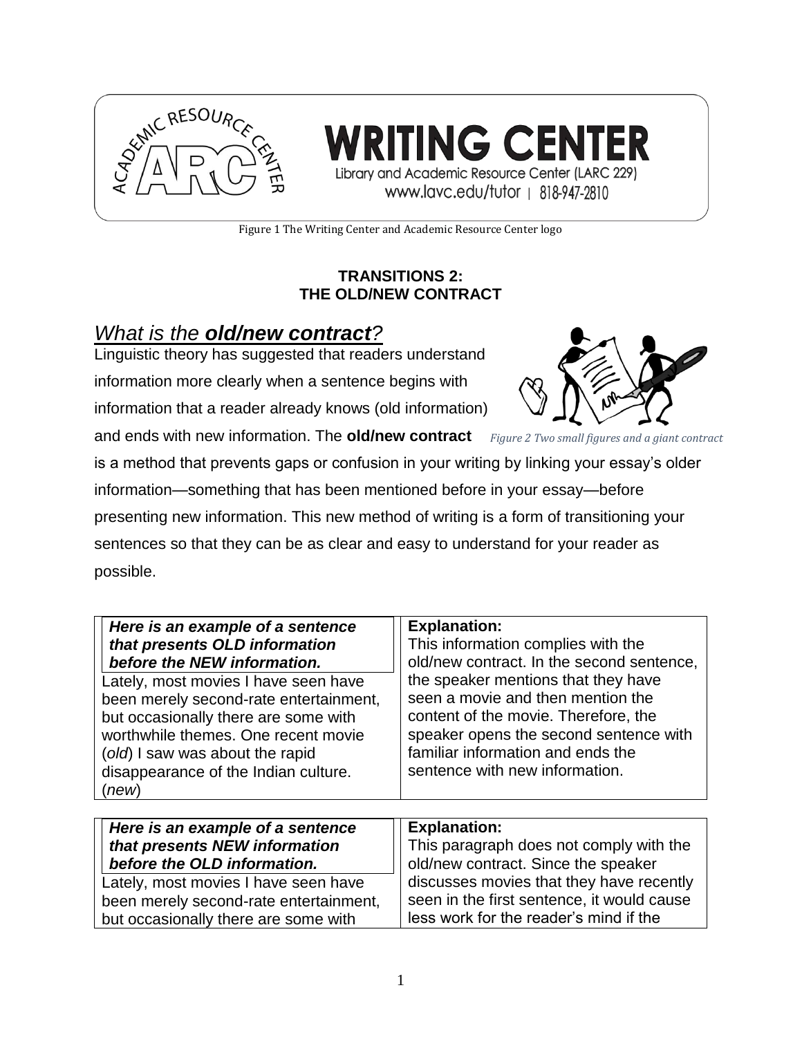**WRITING CENTER**

Library and Academic Resource Center (LARC 229)

www.lavc.edu/tutor | 818-947-2810

Figure 1 The Writing Center and Academic Resource Center logo

**TRANSITIONS 2:**
**THE OLD/NEW CONTRACT**

## *What is the **old/new contract**?*

Linguistic theory has suggested that readers understand information more clearly when a sentence begins with information that a reader already knows (old information) and ends with new information. The **old/new contract** is a method that prevents gaps or confusion in your writing by linking your essay's older information—something that has been mentioned before in your essay—before presenting new information. This new method of writing is a form of transitioning your sentences so that they can be as clear and easy to understand for your reader as possible.

*Figure 2 Two small figures and a giant contract*

| ***Here is an example of a sentence that presents OLD information before the NEW information.*** | **Explanation:** |
| --- | --- |
| Lately, most movies I have seen have been merely second-rate entertainment, but occasionally there are some with worthwhile themes. One recent movie (*old*) I saw was about the rapid disappearance of the Indian culture. (*new*) | This information complies with the old/new contract. In the second sentence, the speaker mentions that they have seen a movie and then mention the content of the movie. Therefore, the speaker opens the second sentence with familiar information and ends the sentence with new information. |

| ***Here is an example of a sentence that presents NEW information before the OLD information.*** | **Explanation:** |
| --- | --- |
| Lately, most movies I have seen have been merely second-rate entertainment, but occasionally there are some with | This paragraph does not comply with the old/new contract. Since the speaker discusses movies that they have recently seen in the first sentence, it would cause less work for the reader's mind if the |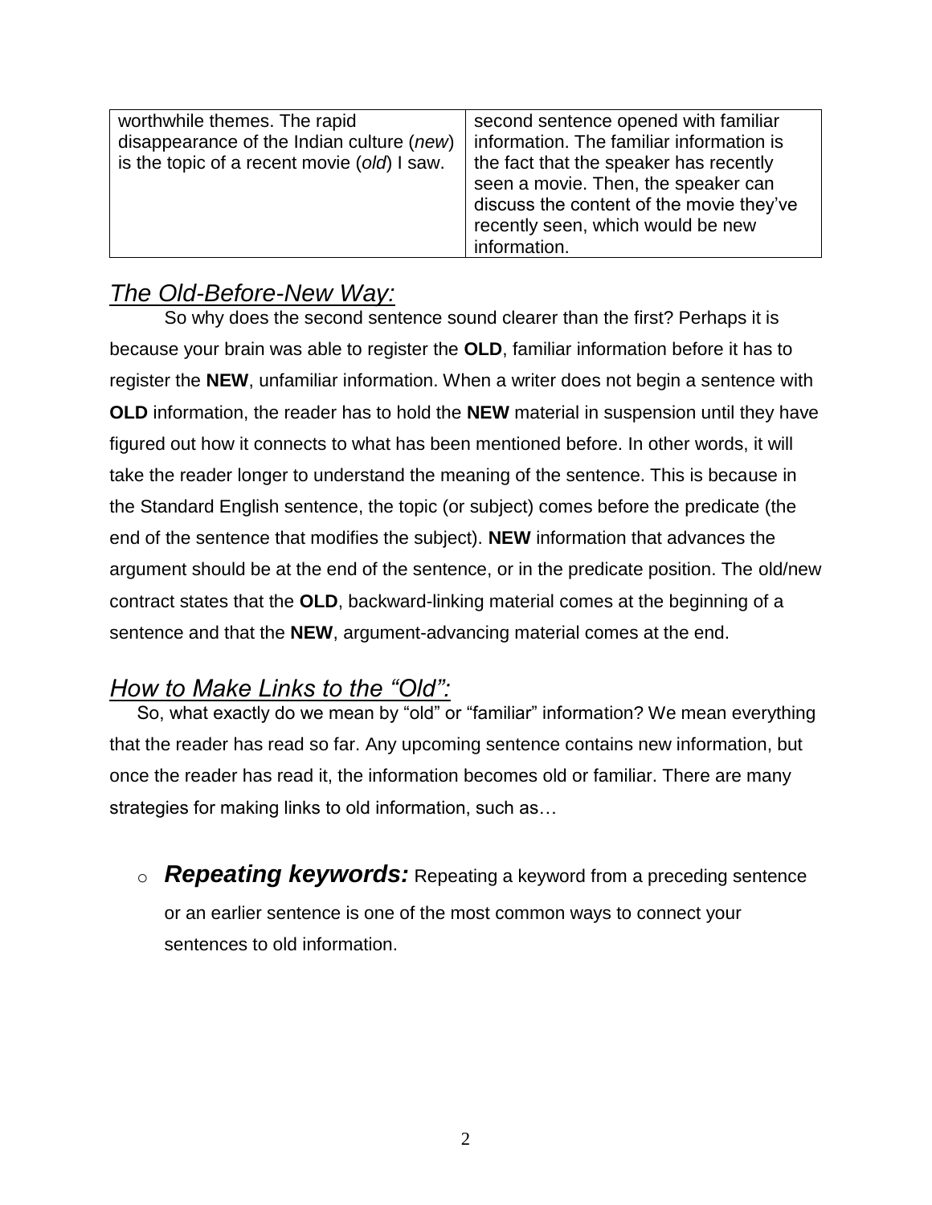| | |
|---|---|
| worthwhile themes. The rapid disappearance of the Indian culture (*new*) is the topic of a recent movie (*old*) I saw. | second sentence opened with familiar information. The familiar information is the fact that the speaker has recently seen a movie. Then, the speaker can discuss the content of the movie they've recently seen, which would be new information. |

## *The Old-Before-New Way:*

So why does the second sentence sound clearer than the first? Perhaps it is because your brain was able to register the **OLD**, familiar information before it has to register the **NEW**, unfamiliar information. When a writer does not begin a sentence with **OLD** information, the reader has to hold the **NEW** material in suspension until they have figured out how it connects to what has been mentioned before. In other words, it will take the reader longer to understand the meaning of the sentence. This is because in the Standard English sentence, the topic (or subject) comes before the predicate (the end of the sentence that modifies the subject). **NEW** information that advances the argument should be at the end of the sentence, or in the predicate position. The old/new contract states that the **OLD**, backward-linking material comes at the beginning of a sentence and that the **NEW**, argument-advancing material comes at the end.

## *How to Make Links to the "Old":*

So, what exactly do we mean by "old" or "familiar" information? We mean everything that the reader has read so far. Any upcoming sentence contains new information, but once the reader has read it, the information becomes old or familiar. There are many strategies for making links to old information, such as…

- ***Repeating keywords:*** Repeating a keyword from a preceding sentence or an earlier sentence is one of the most common ways to connect your sentences to old information.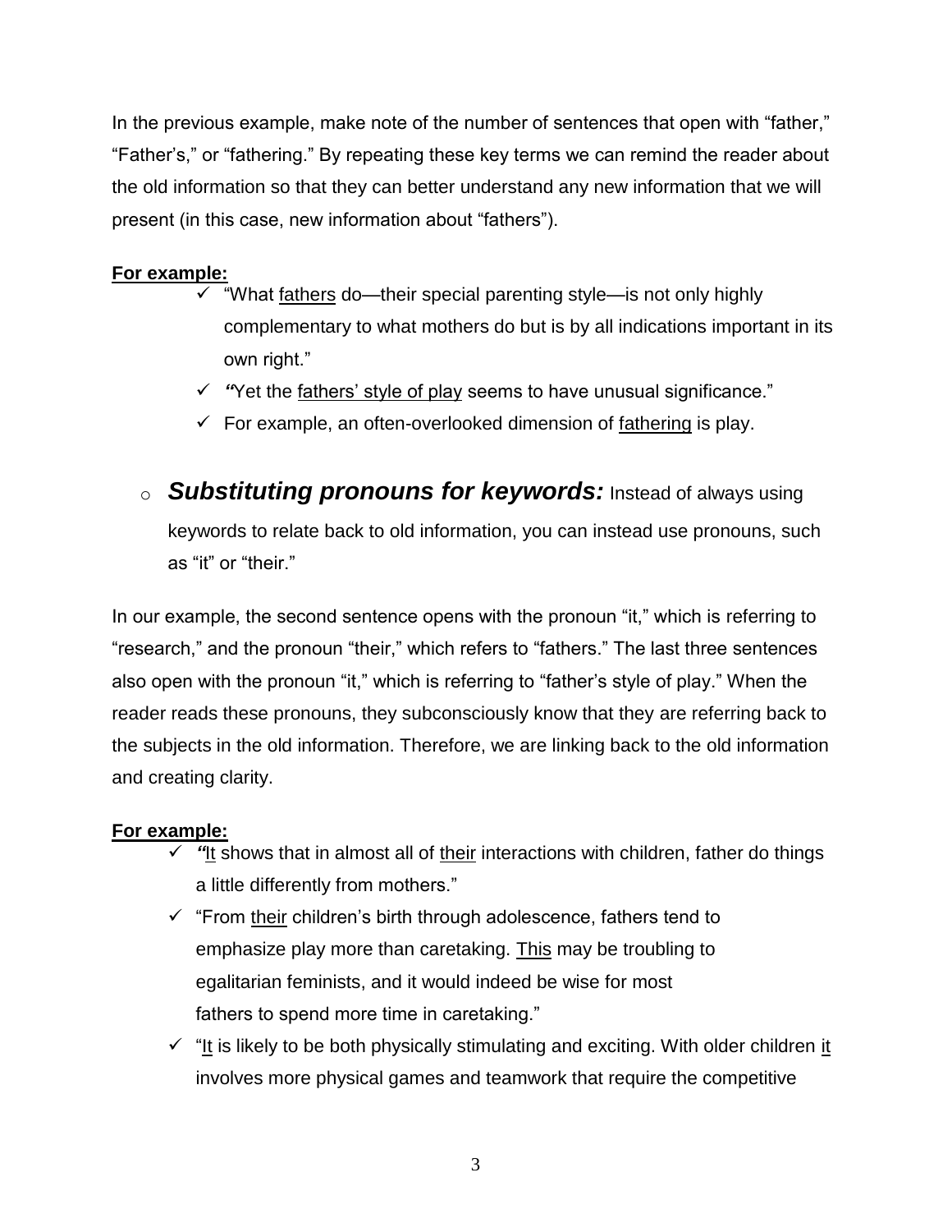In the previous example, make note of the number of sentences that open with "father," "Father's," or "fathering." By repeating these key terms we can remind the reader about the old information so that they can better understand any new information that we will present (in this case, new information about "fathers").

**For example:**

- ✓ "What <u>fathers</u> do—their special parenting style—is not only highly complementary to what mothers do but is by all indications important in its own right."
- ✓ *"*Yet the <u>fathers' style of play</u> seems to have unusual significance."
- ✓ For example, an often-overlooked dimension of <u>fathering</u> is play.

- ***Substituting pronouns for keywords:*** Instead of always using keywords to relate back to old information, you can instead use pronouns, such as "it" or "their."

In our example, the second sentence opens with the pronoun "it," which is referring to "research," and the pronoun "their," which refers to "fathers." The last three sentences also open with the pronoun "it," which is referring to "father's style of play." When the reader reads these pronouns, they subconsciously know that they are referring back to the subjects in the old information. Therefore, we are linking back to the old information and creating clarity.

**For example:**

- ✓ *"*<u>It</u> shows that in almost all of <u>their</u> interactions with children, father do things a little differently from mothers."
- ✓ "From <u>their</u> children's birth through adolescence, fathers tend to emphasize play more than caretaking. <u>This</u> may be troubling to egalitarian feminists, and it would indeed be wise for most fathers to spend more time in caretaking."
- ✓ "<u>It</u> is likely to be both physically stimulating and exciting. With older children <u>it</u> involves more physical games and teamwork that require the competitive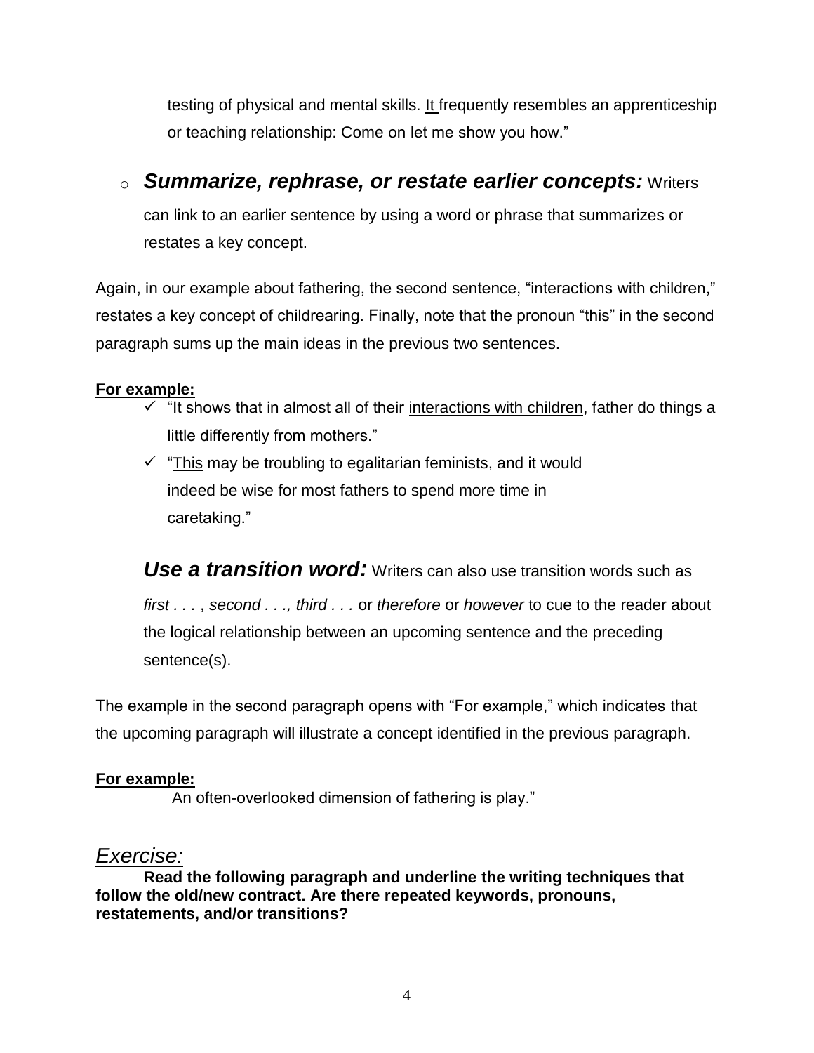testing of physical and mental skills. <u>It</u> frequently resembles an apprenticeship or teaching relationship: Come on let me show you how."

- ***Summarize, rephrase, or restate earlier concepts:*** Writers can link to an earlier sentence by using a word or phrase that summarizes or restates a key concept.

Again, in our example about fathering, the second sentence, "interactions with children," restates a key concept of childrearing. Finally, note that the pronoun "this" in the second paragraph sums up the main ideas in the previous two sentences.

**<u>For example:</u>**

- ✓ "It shows that in almost all of their <u>interactions with children</u>, father do things a little differently from mothers."
- ✓ "<u>This</u> may be troubling to egalitarian feminists, and it would indeed be wise for most fathers to spend more time in caretaking."

***Use a transition word:*** Writers can also use transition words such as *first . . .* , *second . . ., third . . .* or *therefore* or *however* to cue to the reader about the logical relationship between an upcoming sentence and the preceding sentence(s).

The example in the second paragraph opens with "For example," which indicates that the upcoming paragraph will illustrate a concept identified in the previous paragraph.

**<u>For example:</u>**

An often-overlooked dimension of fathering is play."

## *<u>Exercise:</u>*

**Read the following paragraph and underline the writing techniques that follow the old/new contract. Are there repeated keywords, pronouns, restatements, and/or transitions?**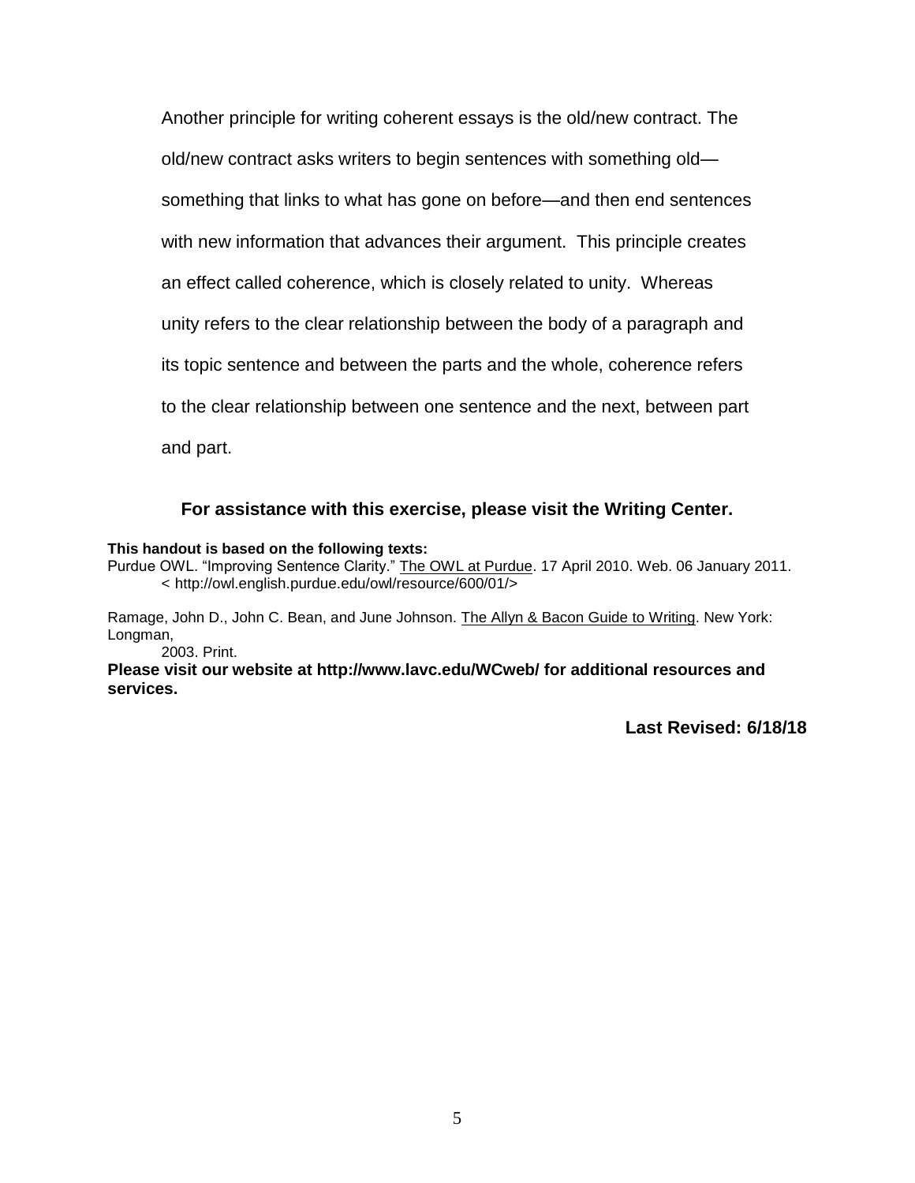Another principle for writing coherent essays is the old/new contract. The old/new contract asks writers to begin sentences with something old—something that links to what has gone on before—and then end sentences with new information that advances their argument. This principle creates an effect called coherence, which is closely related to unity. Whereas unity refers to the clear relationship between the body of a paragraph and its topic sentence and between the parts and the whole, coherence refers to the clear relationship between one sentence and the next, between part and part.

**For assistance with this exercise, please visit the Writing Center.**

**This handout is based on the following texts:**

Purdue OWL. "Improving Sentence Clarity." The OWL at Purdue. 17 April 2010. Web. 06 January 2011. < http://owl.english.purdue.edu/owl/resource/600/01/>

Ramage, John D., John C. Bean, and June Johnson. The Allyn & Bacon Guide to Writing. New York: Longman, 2003. Print.

**Please visit our website at http://www.lavc.edu/WCweb/ for additional resources and services.**

**Last Revised: 6/18/18**